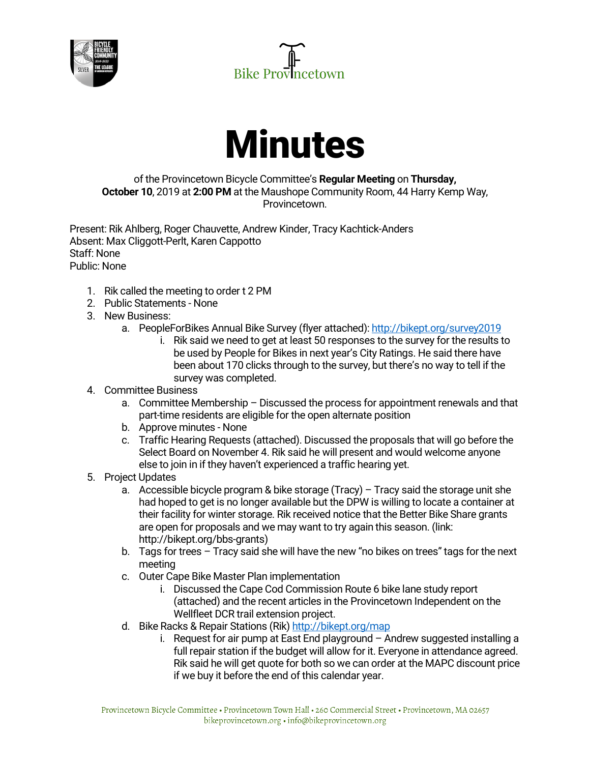Bike Provincetown

# Minutes

of the Provincetown Bicycle Committee's **Regular Meeting** on **Thursday, October 10**, 2019 at **2:00 PM** at the Maushope Community Room, 44 Harry Kemp Way, Provincetown.

Present: Rik Ahlberg, Roger Chauvette, Andrew Kinder, Tracy Kachtick-Anders
Absent: Max Cliggott-Perlt, Karen Cappotto
Staff: None
Public: None

1. Rik called the meeting to order t 2 PM
2. Public Statements - None
3. New Business:
   a. PeopleForBikes Annual Bike Survey (flyer attached): http://bikept.org/survey2019
      i. Rik said we need to get at least 50 responses to the survey for the results to be used by People for Bikes in next year's City Ratings. He said there have been about 170 clicks through to the survey, but there's no way to tell if the survey was completed.
4. Committee Business
   a. Committee Membership – Discussed the process for appointment renewals and that part-time residents are eligible for the open alternate position
   b. Approve minutes - None
   c. Traffic Hearing Requests (attached). Discussed the proposals that will go before the Select Board on November 4. Rik said he will present and would welcome anyone else to join in if they haven't experienced a traffic hearing yet.
5. Project Updates
   a. Accessible bicycle program & bike storage (Tracy) – Tracy said the storage unit she had hoped to get is no longer available but the DPW is willing to locate a container at their facility for winter storage. Rik received notice that the Better Bike Share grants are open for proposals and we may want to try again this season. (link: http://bikept.org/bbs-grants)
   b. Tags for trees – Tracy said she will have the new "no bikes on trees" tags for the next meeting
   c. Outer Cape Bike Master Plan implementation
      i. Discussed the Cape Cod Commission Route 6 bike lane study report (attached) and the recent articles in the Provincetown Independent on the Wellfleet DCR trail extension project.
   d. Bike Racks & Repair Stations (Rik) http://bikept.org/map
      i. Request for air pump at East End playground – Andrew suggested installing a full repair station if the budget will allow for it. Everyone in attendance agreed. Rik said he will get quote for both so we can order at the MAPC discount price if we buy it before the end of this calendar year.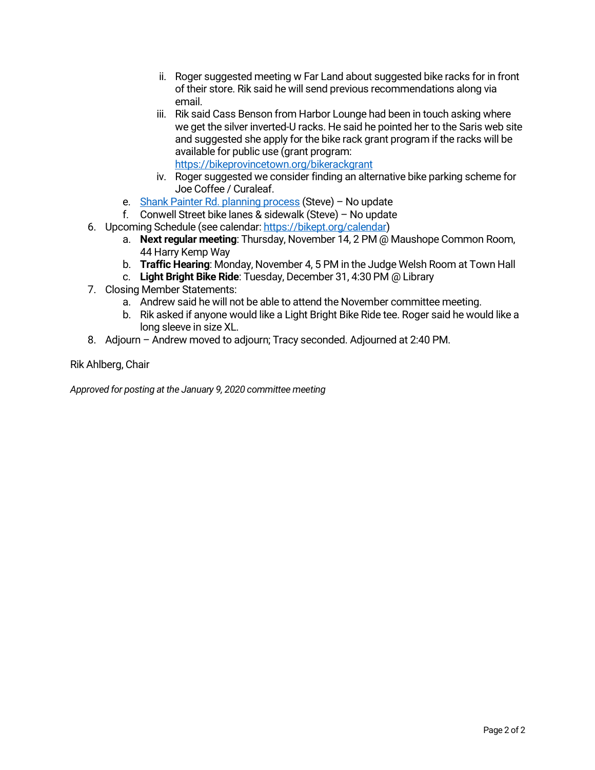ii. Roger suggested meeting w Far Land about suggested bike racks for in front of their store. Rik said he will send previous recommendations along via email.
   iii. Rik said Cass Benson from Harbor Lounge had been in touch asking where we get the silver inverted-U racks. He said he pointed her to the Saris web site and suggested she apply for the bike rack grant program if the racks will be available for public use (grant program: [https://bikeprovincetown.org/bikerackgrant](https://bikeprovincetown.org/bikerackgrant)
   iv. Roger suggested we consider finding an alternative bike parking scheme for Joe Coffee / Curaleaf.

   e. [Shank Painter Rd. planning process](#) (Steve) – No update
   f. Conwell Street bike lanes & sidewalk (Steve) – No update

6. Upcoming Schedule (see calendar: [https://bikept.org/calendar](https://bikept.org/calendar))
   a. **Next regular meeting**: Thursday, November 14, 2 PM @ Maushope Common Room, 44 Harry Kemp Way
   b. **Traffic Hearing**: Monday, November 4, 5 PM in the Judge Welsh Room at Town Hall
   c. **Light Bright Bike Ride**: Tuesday, December 31, 4:30 PM @ Library
7. Closing Member Statements:
   a. Andrew said he will not be able to attend the November committee meeting.
   b. Rik asked if anyone would like a Light Bright Bike Ride tee. Roger said he would like a long sleeve in size XL.
8. Adjourn – Andrew moved to adjourn; Tracy seconded. Adjourned at 2:40 PM.

Rik Ahlberg, Chair

*Approved for posting at the January 9, 2020 committee meeting*